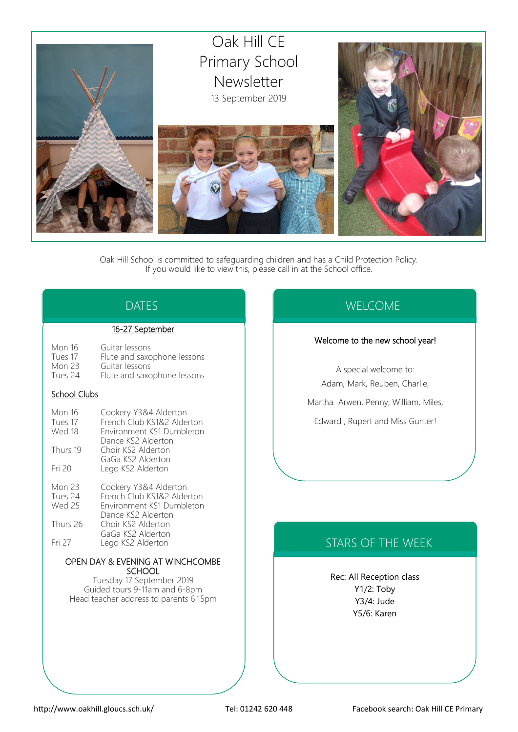# Oak Hill CE Primary School Newsletter

13 September 2019

Oak Hill School is committed to safeguarding children and has a Child Protection Policy.
If you would like to view this, please call in at the School office.

## DATES

**16-27 September**

| | |
|---|---|
| Mon 16 | Guitar lessons |
| Tues 17 | Flute and saxophone lessons |
| Mon 23 | Guitar lessons |
| Tues 24 | Flute and saxophone lessons |

**School Clubs**

| | |
|---|---|
| Mon 16 | Cookery Y3&4 Alderton |
| Tues 17 | French Club KS1&2 Alderton |
| Wed 18 | Environment KS1 Dumbleton |
| | Dance KS2 Alderton |
| Thurs 19 | Choir KS2 Alderton |
| | GaGa KS2 Alderton |
| Fri 20 | Lego KS2 Alderton |
| Mon 23 | Cookery Y3&4 Alderton |
| Tues 24 | French Club KS1&2 Alderton |
| Wed 25 | Environment KS1 Dumbleton |
| | Dance KS2 Alderton |
| Thurs 26 | Choir KS2 Alderton |
| | GaGa KS2 Alderton |
| Fri 27 | Lego KS2 Alderton |

OPEN DAY & EVENING AT WINCHCOMBE SCHOOL
Tuesday 17 September 2019
Guided tours 9-11am and 6-8pm
Head teacher address to parents 6.15pm

## WELCOME

Welcome to the new school year!

A special welcome to:
Adam, Mark, Reuben, Charlie,
Martha Arwen, Penny, William, Miles,
Edward , Rupert and Miss Gunter!

## STARS OF THE WEEK

Rec: All Reception class
Y1/2: Toby
Y3/4: Jude
Y5/6: Karen

http://www.oakhill.gloucs.sch.uk/ Tel: 01242 620 448 Facebook search: Oak Hill CE Primary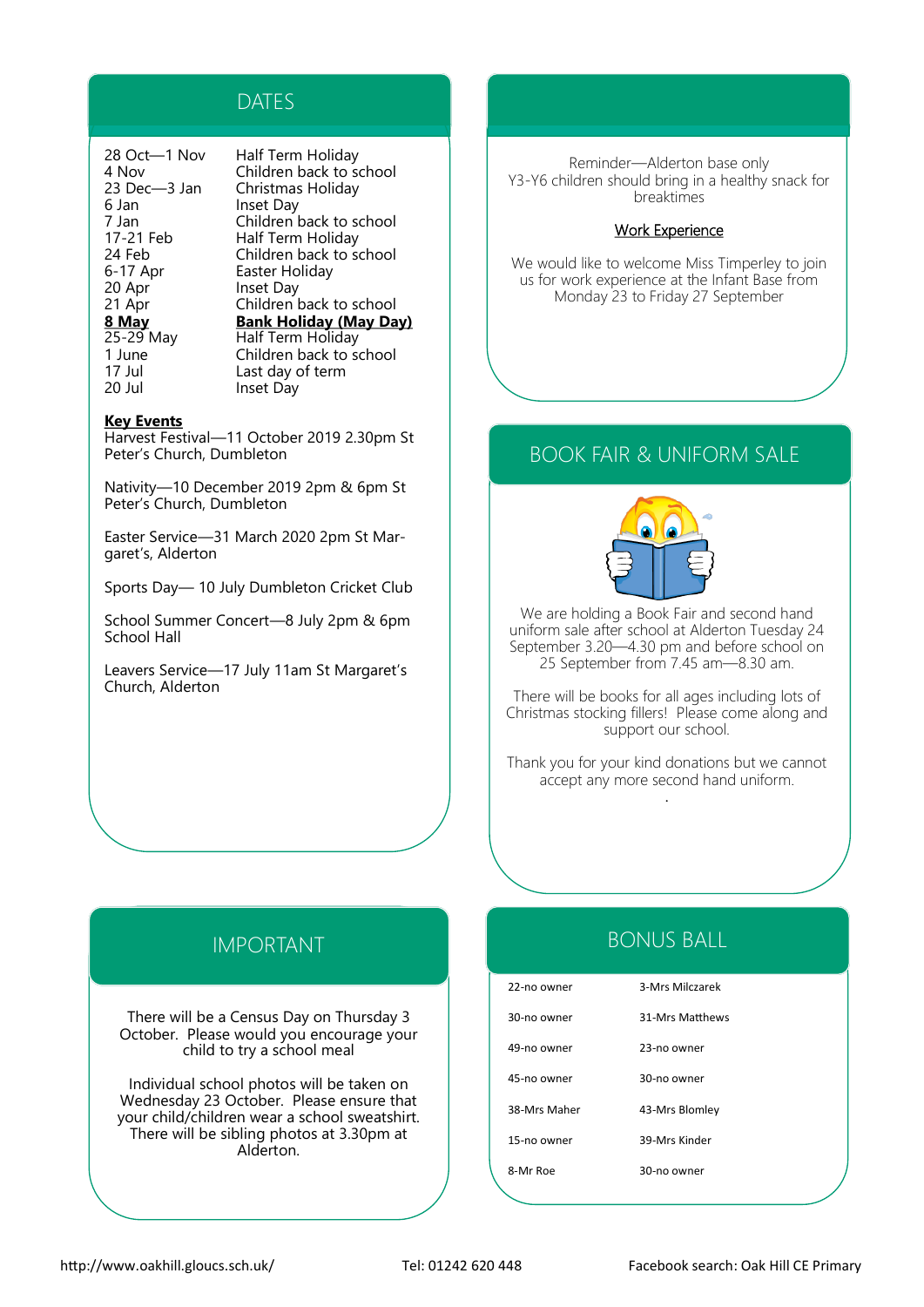## DATES

| | |
|---|---|
| 28 Oct—1 Nov | Half Term Holiday |
| 4 Nov | Children back to school |
| 23 Dec—3 Jan | Christmas Holiday |
| 6 Jan | Inset Day |
| 7 Jan | Children back to school |
| 17-21 Feb | Half Term Holiday |
| 24 Feb | Children back to school |
| 6-17 Apr | Easter Holiday |
| 20 Apr | Inset Day |
| 21 Apr | Children back to school |
| **8 May** | **Bank Holiday (May Day)** |
| 25-29 May | Half Term Holiday |
| 1 June | Children back to school |
| 17 Jul | Last day of term |
| 20 Jul | Inset Day |

**Key Events**

Harvest Festival—11 October 2019 2.30pm St Peter's Church, Dumbleton

Nativity—10 December 2019 2pm & 6pm St Peter's Church, Dumbleton

Easter Service—31 March 2020 2pm St Margaret's, Alderton

Sports Day— 10 July Dumbleton Cricket Club

School Summer Concert—8 July 2pm & 6pm School Hall

Leavers Service—17 July 11am St Margaret's Church, Alderton

Reminder—Alderton base only
Y3-Y6 children should bring in a healthy snack for breaktimes

**Work Experience**

We would like to welcome Miss Timperley to join us for work experience at the Infant Base from Monday 23 to Friday 27 September

## BOOK FAIR & UNIFORM SALE

We are holding a Book Fair and second hand uniform sale after school at Alderton Tuesday 24 September 3.20—4.30 pm and before school on 25 September from 7.45 am—8.30 am.

There will be books for all ages including lots of Christmas stocking fillers! Please come along and support our school.

Thank you for your kind donations but we cannot accept any more second hand uniform.

## IMPORTANT

There will be a Census Day on Thursday 3 October. Please would you encourage your child to try a school meal

Individual school photos will be taken on Wednesday 23 October. Please ensure that your child/children wear a school sweatshirt. There will be sibling photos at 3.30pm at Alderton.

## BONUS BALL

| | |
|---|---|
| 22-no owner | 3-Mrs Milczarek |
| 30-no owner | 31-Mrs Matthews |
| 49-no owner | 23-no owner |
| 45-no owner | 30-no owner |
| 38-Mrs Maher | 43-Mrs Blomley |
| 15-no owner | 39-Mrs Kinder |
| 8-Mr Roe | 30-no owner |

http://www.oakhill.gloucs.sch.uk/ Tel: 01242 620 448 Facebook search: Oak Hill CE Primary